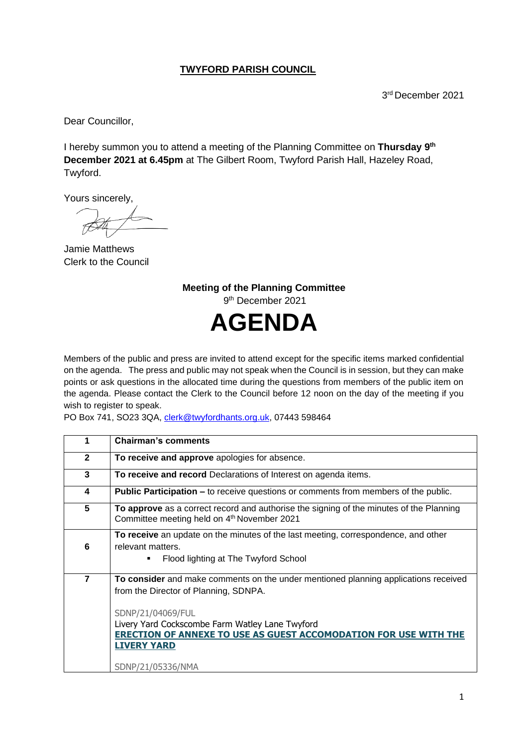# TWYFORD PARISH COUNCIL

3rd December 2021

Dear Councillor,

I hereby summon you to attend a meeting of the Planning Committee on **Thursday 9th December 2021 at 6.45pm** at The Gilbert Room, Twyford Parish Hall, Hazeley Road, Twyford.

Yours sincerely,

Jamie Matthews
Clerk to the Council

**Meeting of the Planning Committee**
9th December 2021

# AGENDA

Members of the public and press are invited to attend except for the specific items marked confidential on the agenda. The press and public may not speak when the Council is in session, but they can make points or ask questions in the allocated time during the questions from members of the public item on the agenda. Please contact the Clerk to the Council before 12 noon on the day of the meeting if you wish to register to speak.
PO Box 741, SO23 3QA, clerk@twyfordhants.org.uk, 07443 598464

| 1 | **Chairman's comments** |
|---|---|
| **2** | **To receive and approve** apologies for absence. |
| **3** | **To receive and record** Declarations of Interest on agenda items. |
| **4** | **Public Participation –** to receive questions or comments from members of the public. |
| **5** | **To approve** as a correct record and authorise the signing of the minutes of the Planning Committee meeting held on 4th November 2021 |
| **6** | **To receive** an update on the minutes of the last meeting, correspondence, and other relevant matters.<br>▪ Flood lighting at The Twyford School |
| **7** | **To consider** and make comments on the under mentioned planning applications received from the Director of Planning, SDNPA.<br><br>SDNP/21/04069/FUL<br>Livery Yard Cockscombe Farm Watley Lane Twyford<br>**ERECTION OF ANNEXE TO USE AS GUEST ACCOMODATION FOR USE WITH THE LIVERY YARD**<br><br>SDNP/21/05336/NMA |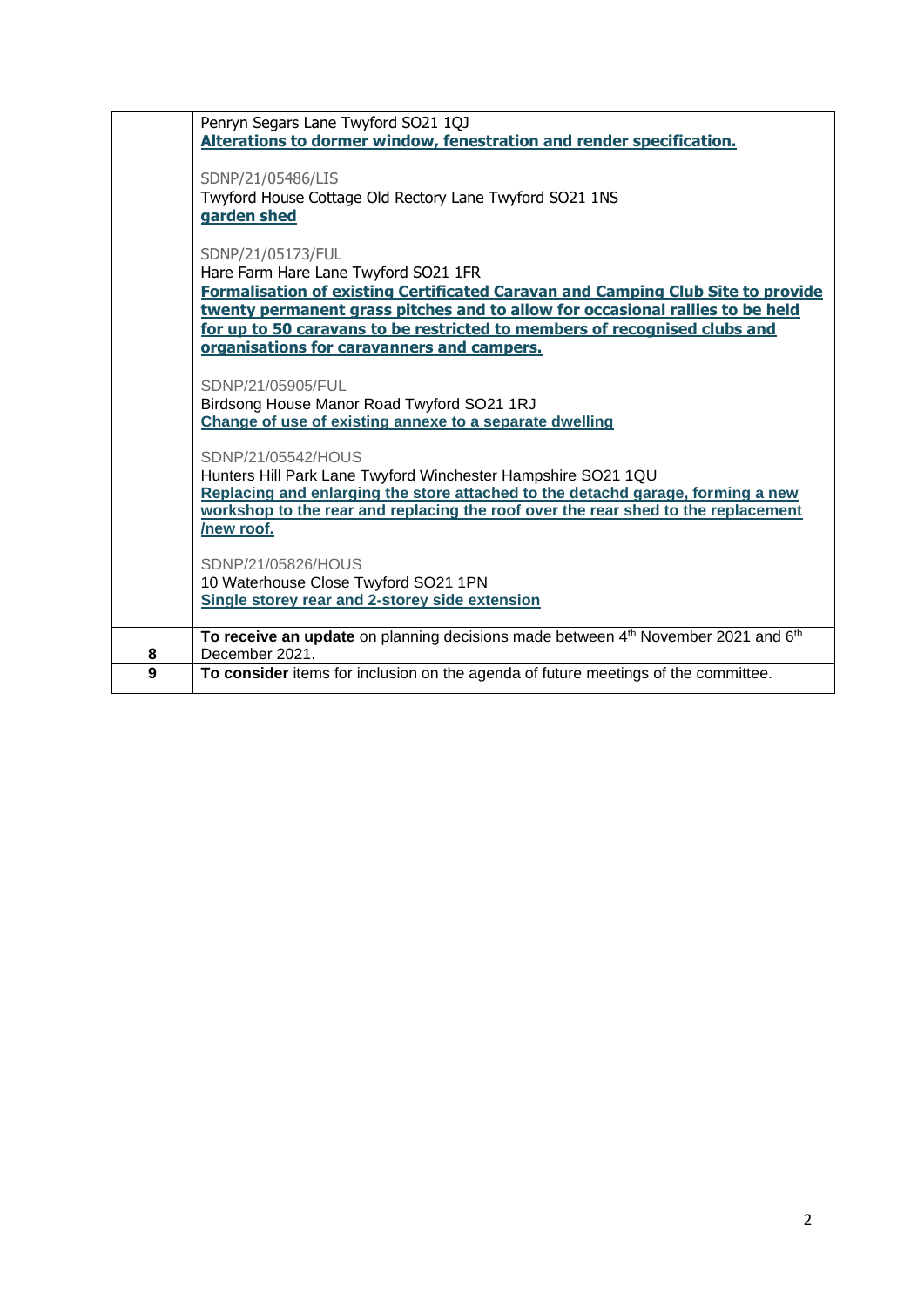| | |
|---|---|
| | Penryn Segars Lane Twyford SO21 1QJ<br>**Alterations to dormer window, fenestration and render specification.**<br><br>SDNP/21/05486/LIS<br>Twyford House Cottage Old Rectory Lane Twyford SO21 1NS<br>**garden shed**<br><br>SDNP/21/05173/FUL<br>Hare Farm Hare Lane Twyford SO21 1FR<br>**Formalisation of existing Certificated Caravan and Camping Club Site to provide twenty permanent grass pitches and to allow for occasional rallies to be held for up to 50 caravans to be restricted to members of recognised clubs and organisations for caravanners and campers.**<br><br>SDNP/21/05905/FUL<br>Birdsong House Manor Road Twyford SO21 1RJ<br>**Change of use of existing annexe to a separate dwelling**<br><br>SDNP/21/05542/HOUS<br>Hunters Hill Park Lane Twyford Winchester Hampshire SO21 1QU<br>**Replacing and enlarging the store attached to the detachd garage, forming a new workshop to the rear and replacing the roof over the rear shed to the replacement /new roof.**<br><br>SDNP/21/05826/HOUS<br>10 Waterhouse Close Twyford SO21 1PN<br>**Single storey rear and 2-storey side extension** |
| 8 | **To receive an update** on planning decisions made between 4th November 2021 and 6th December 2021. |
| 9 | **To consider** items for inclusion on the agenda of future meetings of the committee. |